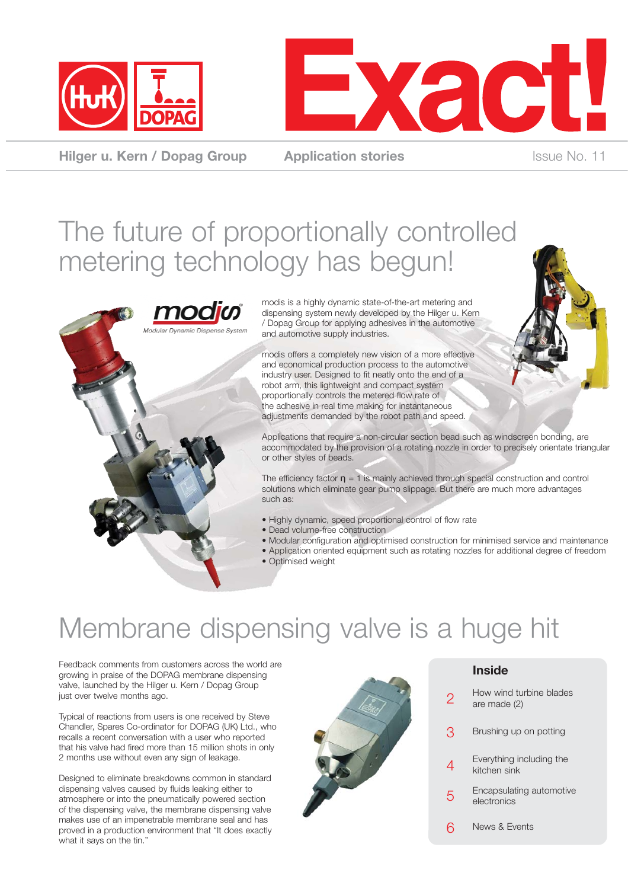# Exact!

Hilger u. Kern / Dopag Group — Application stories — Issue No. 11

## The future of proportionally controlled metering technology has begun!

modis® — Modular Dynamic Dispense System

modis is a highly dynamic state-of-the-art metering and dispensing system newly developed by the Hilger u. Kern / Dopag Group for applying adhesives in the automotive and automotive supply industries.

modis offers a completely new vision of a more effective and economical production process to the automotive industry user. Designed to fit neatly onto the end of a robot arm, this lightweight and compact system proportionally controls the metered flow rate of the adhesive in real time making for instantaneous adjustments demanded by the robot path and speed.

Applications that require a non-circular section bead such as windscreen bonding, are accommodated by the provision of a rotating nozzle in order to precisely orientate triangular or other styles of beads.

The efficiency factor $\eta = 1$ is mainly achieved through special construction and control solutions which eliminate gear pump slippage. But there are much more advantages such as:

- Highly dynamic, speed proportional control of flow rate
- Dead volume-free construction
- Modular configuration and optimised construction for minimised service and maintenance
- Application oriented equipment such as rotating nozzles for additional degree of freedom
- Optimised weight

## Membrane dispensing valve is a huge hit

Feedback comments from customers across the world are growing in praise of the DOPAG membrane dispensing valve, launched by the Hilger u. Kern / Dopag Group just over twelve months ago.

Typical of reactions from users is one received by Steve Chandler, Spares Co-ordinator for DOPAG (UK) Ltd., who recalls a recent conversation with a user who reported that his valve had fired more than 15 million shots in only 2 months use without even any sign of leakage.

Designed to eliminate breakdowns common in standard dispensing valves caused by fluids leaking either to atmosphere or into the pneumatically powered section of the dispensing valve, the membrane dispensing valve makes use of an impenetrable membrane seal and has proved in a production environment that "It does exactly what it says on the tin."

### Inside

| | |
|---|---|
| 2 | How wind turbine blades are made (2) |
| 3 | Brushing up on potting |
| 4 | Everything including the kitchen sink |
| 5 | Encapsulating automotive electronics |
| 6 | News & Events |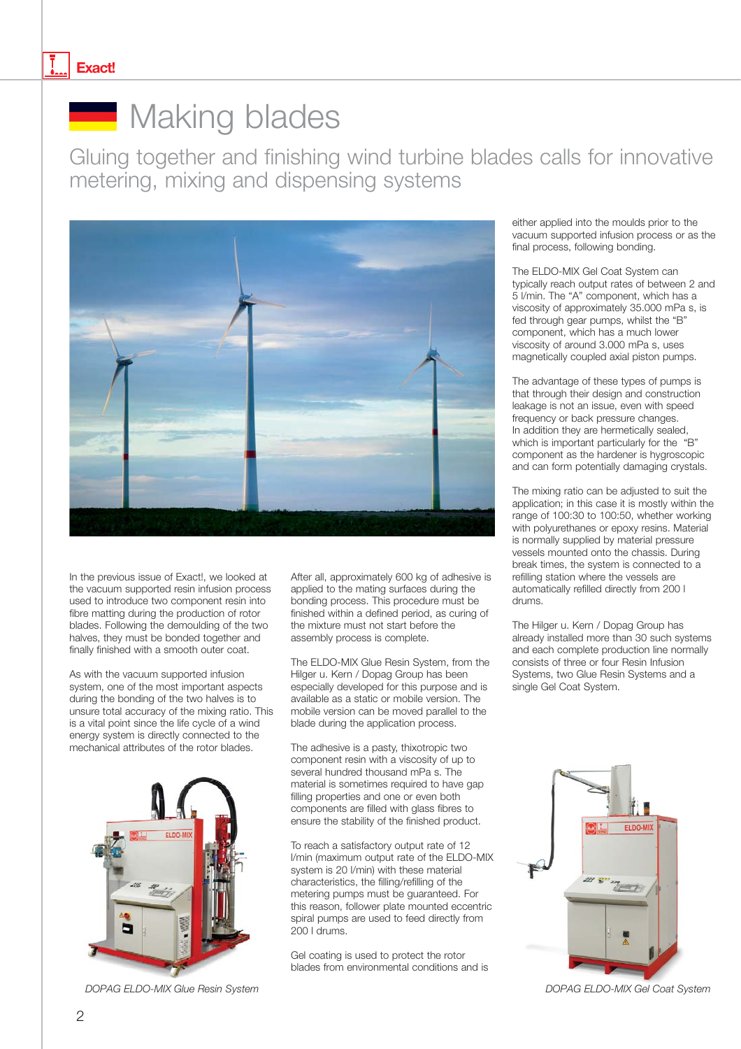# Making blades

## Gluing together and finishing wind turbine blades calls for innovative metering, mixing and dispensing systems

In the previous issue of Exact!, we looked at the vacuum supported resin infusion process used to introduce two component resin into fibre matting during the production of rotor blades. Following the demoulding of the two halves, they must be bonded together and finally finished with a smooth outer coat.

As with the vacuum supported infusion system, one of the most important aspects during the bonding of the two halves is to unsure total accuracy of the mixing ratio. This is a vital point since the life cycle of a wind energy system is directly connected to the mechanical attributes of the rotor blades.

*DOPAG ELDO-MIX Glue Resin System*

After all, approximately 600 kg of adhesive is applied to the mating surfaces during the bonding process. This procedure must be finished within a defined period, as curing of the mixture must not start before the assembly process is complete.

The ELDO-MIX Glue Resin System, from the Hilger u. Kern / Dopag Group has been especially developed for this purpose and is available as a static or mobile version. The mobile version can be moved parallel to the blade during the application process.

The adhesive is a pasty, thixotropic two component resin with a viscosity of up to several hundred thousand mPa s. The material is sometimes required to have gap filling properties and one or even both components are filled with glass fibres to ensure the stability of the finished product.

To reach a satisfactory output rate of 12 l/min (maximum output rate of the ELDO-MIX system is 20 l/min) with these material characteristics, the filling/refilling of the metering pumps must be guaranteed. For this reason, follower plate mounted eccentric spiral pumps are used to feed directly from 200 l drums.

Gel coating is used to protect the rotor blades from environmental conditions and is either applied into the moulds prior to the vacuum supported infusion process or as the final process, following bonding.

The ELDO-MIX Gel Coat System can typically reach output rates of between 2 and 5 l/min. The "A" component, which has a viscosity of approximately 35.000 mPa s, is fed through gear pumps, whilst the "B" component, which has a much lower viscosity of around 3.000 mPa s, uses magnetically coupled axial piston pumps.

The advantage of these types of pumps is that through their design and construction leakage is not an issue, even with speed frequency or back pressure changes. In addition they are hermetically sealed, which is important particularly for the "B" component as the hardener is hygroscopic and can form potentially damaging crystals.

The mixing ratio can be adjusted to suit the application; in this case it is mostly within the range of 100:30 to 100:50, whether working with polyurethanes or epoxy resins. Material is normally supplied by material pressure vessels mounted onto the chassis. During break times, the system is connected to a refilling station where the vessels are automatically refilled directly from 200 l drums.

The Hilger u. Kern / Dopag Group has already installed more than 30 such systems and each complete production line normally consists of three or four Resin Infusion Systems, two Glue Resin Systems and a single Gel Coat System.

*DOPAG ELDO-MIX Gel Coat System*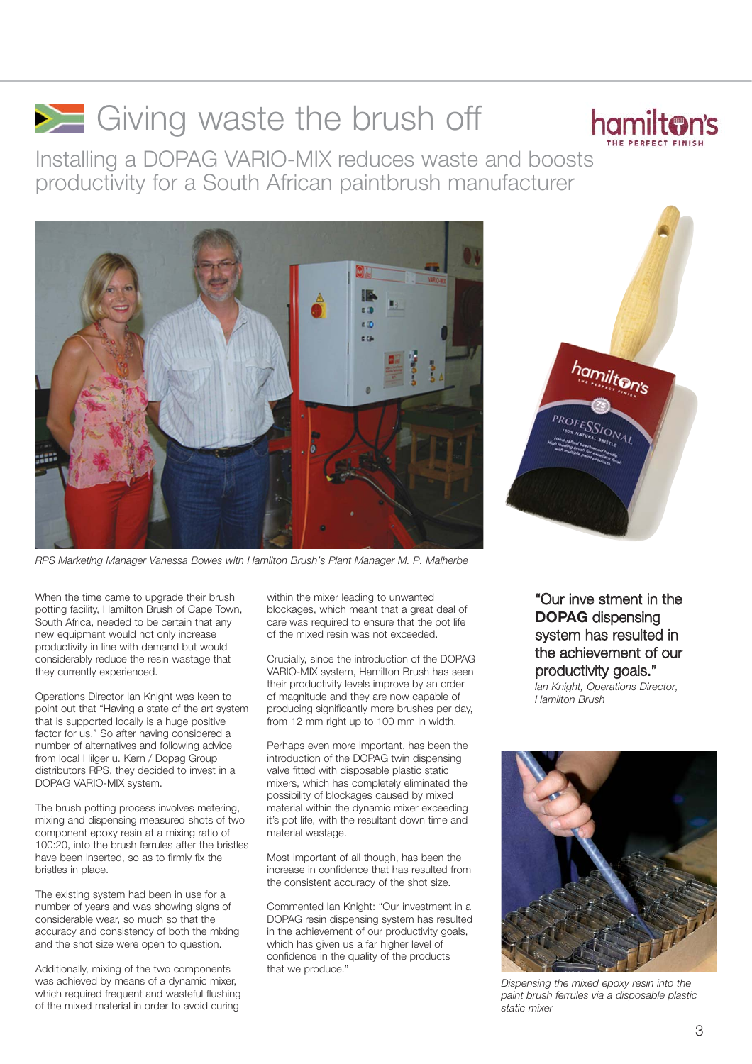# Giving waste the brush off

## Installing a DOPAG VARIO-MIX reduces waste and boosts productivity for a South African paintbrush manufacturer

*RPS Marketing Manager Vanessa Bowes with Hamilton Brush's Plant Manager M. P. Malherbe*

When the time came to upgrade their brush potting facility, Hamilton Brush of Cape Town, South Africa, needed to be certain that any new equipment would not only increase productivity in line with demand but would considerably reduce the resin wastage that they currently experienced.

Operations Director Ian Knight was keen to point out that "Having a state of the art system that is supported locally is a huge positive factor for us." So after having considered a number of alternatives and following advice from local Hilger u. Kern / Dopag Group distributors RPS, they decided to invest in a DOPAG VARIO-MIX system.

The brush potting process involves metering, mixing and dispensing measured shots of two component epoxy resin at a mixing ratio of 100:20, into the brush ferrules after the bristles have been inserted, so as to firmly fix the bristles in place.

The existing system had been in use for a number of years and was showing signs of considerable wear, so much so that the accuracy and consistency of both the mixing and the shot size were open to question.

Additionally, mixing of the two components was achieved by means of a dynamic mixer, which required frequent and wasteful flushing of the mixed material in order to avoid curing within the mixer leading to unwanted blockages, which meant that a great deal of care was required to ensure that the pot life of the mixed resin was not exceeded.

Crucially, since the introduction of the DOPAG VARIO-MIX system, Hamilton Brush has seen their productivity levels improve by an order of magnitude and they are now capable of producing significantly more brushes per day, from 12 mm right up to 100 mm in width.

Perhaps even more important, has been the introduction of the DOPAG twin dispensing valve fitted with disposable plastic static mixers, which has completely eliminated the possibility of blockages caused by mixed material within the dynamic mixer exceeding it's pot life, with the resultant down time and material wastage.

Most important of all though, has been the increase in confidence that has resulted from the consistent accuracy of the shot size.

Commented Ian Knight: "Our investment in a DOPAG resin dispensing system has resulted in the achievement of our productivity goals, which has given us a far higher level of confidence in the quality of the products that we produce."

> "Our inve stment in the **DOPAG** dispensing system has resulted in the achievement of our productivity goals."
>
> *Ian Knight, Operations Director, Hamilton Brush*

*Dispensing the mixed epoxy resin into the paint brush ferrules via a disposable plastic static mixer*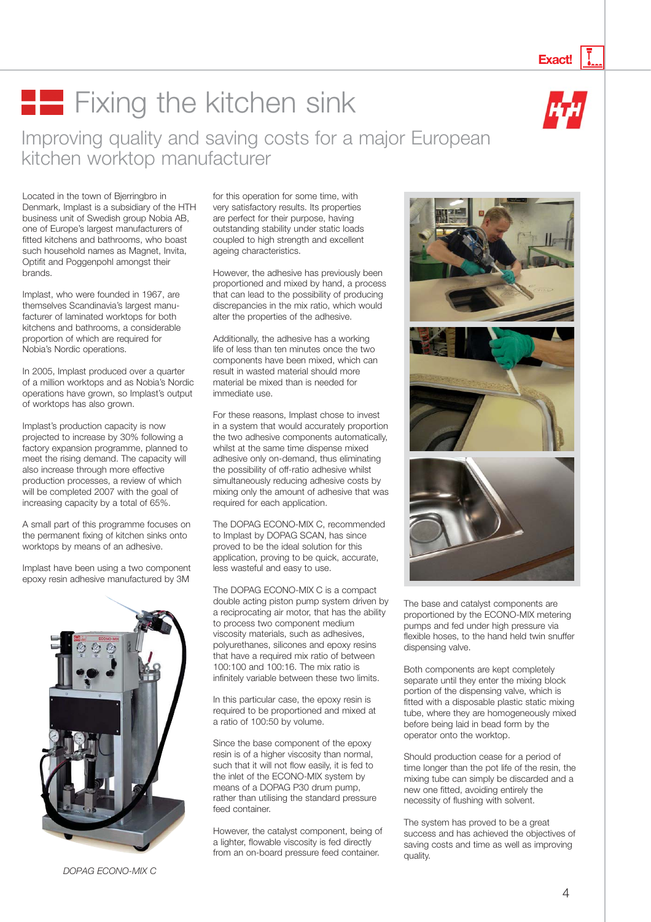# Fixing the kitchen sink

## Improving quality and saving costs for a major European kitchen worktop manufacturer

Located in the town of Bjerringbro in Denmark, Implast is a subsidiary of the HTH business unit of Swedish group Nobia AB, one of Europe's largest manufacturers of fitted kitchens and bathrooms, who boast such household names as Magnet, Invita, Optifit and Poggenpohl amongst their brands.

Implast, who were founded in 1967, are themselves Scandinavia's largest manufacturer of laminated worktops for both kitchens and bathrooms, a considerable proportion of which are required for Nobia's Nordic operations.

In 2005, Implast produced over a quarter of a million worktops and as Nobia's Nordic operations have grown, so Implast's output of worktops has also grown.

Implast's production capacity is now projected to increase by 30% following a factory expansion programme, planned to meet the rising demand. The capacity will also increase through more effective production processes, a review of which will be completed 2007 with the goal of increasing capacity by a total of 65%.

A small part of this programme focuses on the permanent fixing of kitchen sinks onto worktops by means of an adhesive.

Implast have been using a two component epoxy resin adhesive manufactured by 3M for this operation for some time, with very satisfactory results. Its properties are perfect for their purpose, having outstanding stability under static loads coupled to high strength and excellent ageing characteristics.

*DOPAG ECONO-MIX C*

However, the adhesive has previously been proportioned and mixed by hand, a process that can lead to the possibility of producing discrepancies in the mix ratio, which would alter the properties of the adhesive.

Additionally, the adhesive has a working life of less than ten minutes once the two components have been mixed, which can result in wasted material should more material be mixed than is needed for immediate use.

For these reasons, Implast chose to invest in a system that would accurately proportion the two adhesive components automatically, whilst at the same time dispense mixed adhesive only on-demand, thus eliminating the possibility of off-ratio adhesive whilst simultaneously reducing adhesive costs by mixing only the amount of adhesive that was required for each application.

The DOPAG ECONO-MIX C, recommended to Implast by DOPAG SCAN, has since proved to be the ideal solution for this application, proving to be quick, accurate, less wasteful and easy to use.

The DOPAG ECONO-MIX C is a compact double acting piston pump system driven by a reciprocating air motor, that has the ability to process two component medium viscosity materials, such as adhesives, polyurethanes, silicones and epoxy resins that have a required mix ratio of between 100:100 and 100:16. The mix ratio is infinitely variable between these two limits.

In this particular case, the epoxy resin is required to be proportioned and mixed at a ratio of 100:50 by volume.

Since the base component of the epoxy resin is of a higher viscosity than normal, such that it will not flow easily, it is fed to the inlet of the ECONO-MIX system by means of a DOPAG P30 drum pump, rather than utilising the standard pressure feed container.

However, the catalyst component, being of a lighter, flowable viscosity is fed directly from an on-board pressure feed container.

The base and catalyst components are proportioned by the ECONO-MIX metering pumps and fed under high pressure via flexible hoses, to the hand held twin snuffer dispensing valve.

Both components are kept completely separate until they enter the mixing block portion of the dispensing valve, which is fitted with a disposable plastic static mixing tube, where they are homogeneously mixed before being laid in bead form by the operator onto the worktop.

Should production cease for a period of time longer than the pot life of the resin, the mixing tube can simply be discarded and a new one fitted, avoiding entirely the necessity of flushing with solvent.

The system has proved to be a great success and has achieved the objectives of saving costs and time as well as improving quality.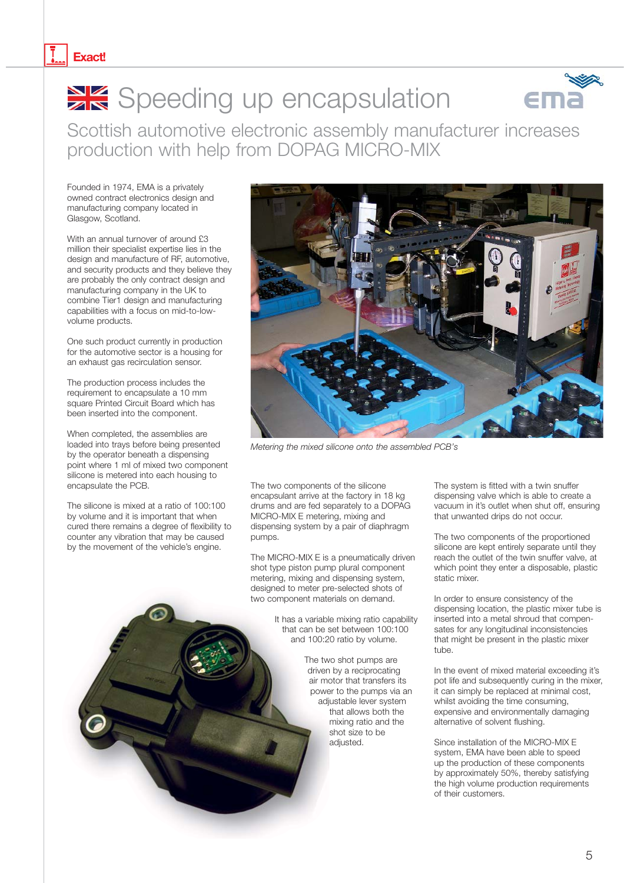# Speeding up encapsulation

## Scottish automotive electronic assembly manufacturer increases production with help from DOPAG MICRO-MIX

Founded in 1974, EMA is a privately owned contract electronics design and manufacturing company located in Glasgow, Scotland.

With an annual turnover of around £3 million their specialist expertise lies in the design and manufacture of RF, automotive, and security products and they believe they are probably the only contract design and manufacturing company in the UK to combine Tier1 design and manufacturing capabilities with a focus on mid-to-low-volume products.

One such product currently in production for the automotive sector is a housing for an exhaust gas recirculation sensor.

The production process includes the requirement to encapsulate a 10 mm square Printed Circuit Board which has been inserted into the component.

When completed, the assemblies are loaded into trays before being presented by the operator beneath a dispensing point where 1 ml of mixed two component silicone is metered into each housing to encapsulate the PCB.

The silicone is mixed at a ratio of 100:100 by volume and it is important that when cured there remains a degree of flexibility to counter any vibration that may be caused by the movement of the vehicle's engine.

*Metering the mixed silicone onto the assembled PCB's*

The two components of the silicone encapsulant arrive at the factory in 18 kg drums and are fed separately to a DOPAG MICRO-MIX E metering, mixing and dispensing system by a pair of diaphragm pumps.

The MICRO-MIX E is a pneumatically driven shot type piston pump plural component metering, mixing and dispensing system, designed to meter pre-selected shots of two component materials on demand.

It has a variable mixing ratio capability that can be set between 100:100 and 100:20 ratio by volume.

The two shot pumps are driven by a reciprocating air motor that transfers its power to the pumps via an adjustable lever system that allows both the mixing ratio and the shot size to be adjusted.

The system is fitted with a twin snuffer dispensing valve which is able to create a vacuum in it's outlet when shut off, ensuring that unwanted drips do not occur.

The two components of the proportioned silicone are kept entirely separate until they reach the outlet of the twin snuffer valve, at which point they enter a disposable, plastic static mixer.

In order to ensure consistency of the dispensing location, the plastic mixer tube is inserted into a metal shroud that compensates for any longitudinal inconsistencies that might be present in the plastic mixer tube.

In the event of mixed material exceeding it's pot life and subsequently curing in the mixer, it can simply be replaced at minimal cost, whilst avoiding the time consuming, expensive and environmentally damaging alternative of solvent flushing.

Since installation of the MICRO-MIX E system, EMA have been able to speed up the production of these components by approximately 50%, thereby satisfying the high volume production requirements of their customers.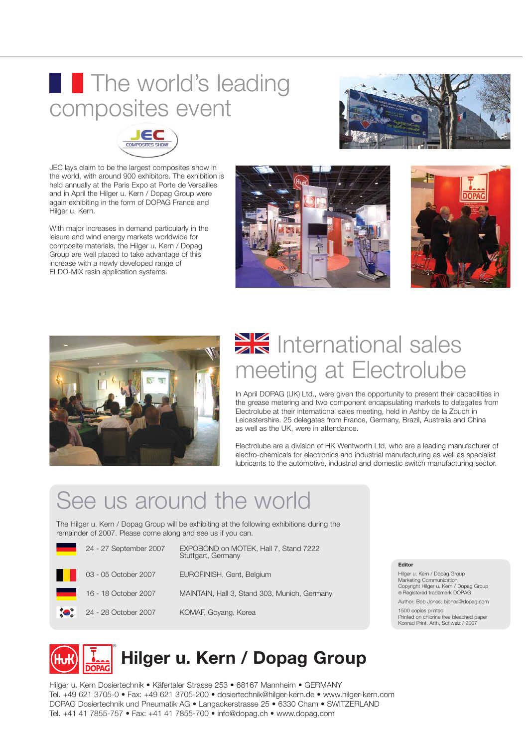# The world's leading composites event

JEC COMPOSITES SHOW

JEC lays claim to be the largest composites show in the world, with around 900 exhibitors. The exhibition is held annually at the Paris Expo at Porte de Versailles and in April the Hilger u. Kern / Dopag Group were again exhibiting in the form of DOPAG France and Hilger u. Kern.

With major increases in demand particularly in the leisure and wind energy markets worldwide for composite materials, the Hilger u. Kern / Dopag Group are well placed to take advantage of this increase with a newly developed range of ELDO-MIX resin application systems.

# International sales meeting at Electrolube

In April DOPAG (UK) Ltd., were given the opportunity to present their capabilities in the grease metering and two component encapsulating markets to delegates from Electrolube at their international sales meeting, held in Ashby de la Zouch in Leicestershire. 25 delegates from France, Germany, Brazil, Australia and China as well as the UK, were in attendance.

Electrolube are a division of HK Wentworth Ltd, who are a leading manufacturer of electro-chemicals for electronics and industrial manufacturing as well as specialist lubricants to the automotive, industrial and domestic switch manufacturing sector.

# See us around the world

The Hilger u. Kern / Dopag Group will be exhibiting at the following exhibitions during the remainder of 2007. Please come along and see us if you can.

| | |
|---|---|
| 24 - 27 September 2007 | EXPOBOND on MOTEK, Hall 7, Stand 7222 Stuttgart, Germany |
| 03 - 05 October 2007 | EUROFINISH, Gent, Belgium |
| 16 - 18 October 2007 | MAINTAIN, Hall 3, Stand 303, Munich, Germany |
| 24 - 28 October 2007 | KOMAF, Goyang, Korea |

**Editor**

Hilger u. Kern / Dopag Group
Marketing Communication
Copyright Hilger u. Kern / Dopag Group
® Registered trademark DOPAG

Author: Bob Jones: bjones@dopag.com

1500 copies printed
Printed on chlorine free bleached paper
Konrad Print, Arth, Schweiz / 2007

## Hilger u. Kern / Dopag Group

Hilger u. Kern Dosiertechnik • Käfertaler Strasse 253 • 68167 Mannheim • GERMANY
Tel. +49 621 3705-0 • Fax: +49 621 3705-200 • dosiertechnik@hilger-kern.de • www.hilger-kern.com
DOPAG Dosiertechnik und Pneumatik AG • Langackerstrasse 25 • 6330 Cham • SWITZERLAND
Tel. +41 41 7855-757 • Fax: +41 41 7855-700 • info@dopag.ch • www.dopag.com